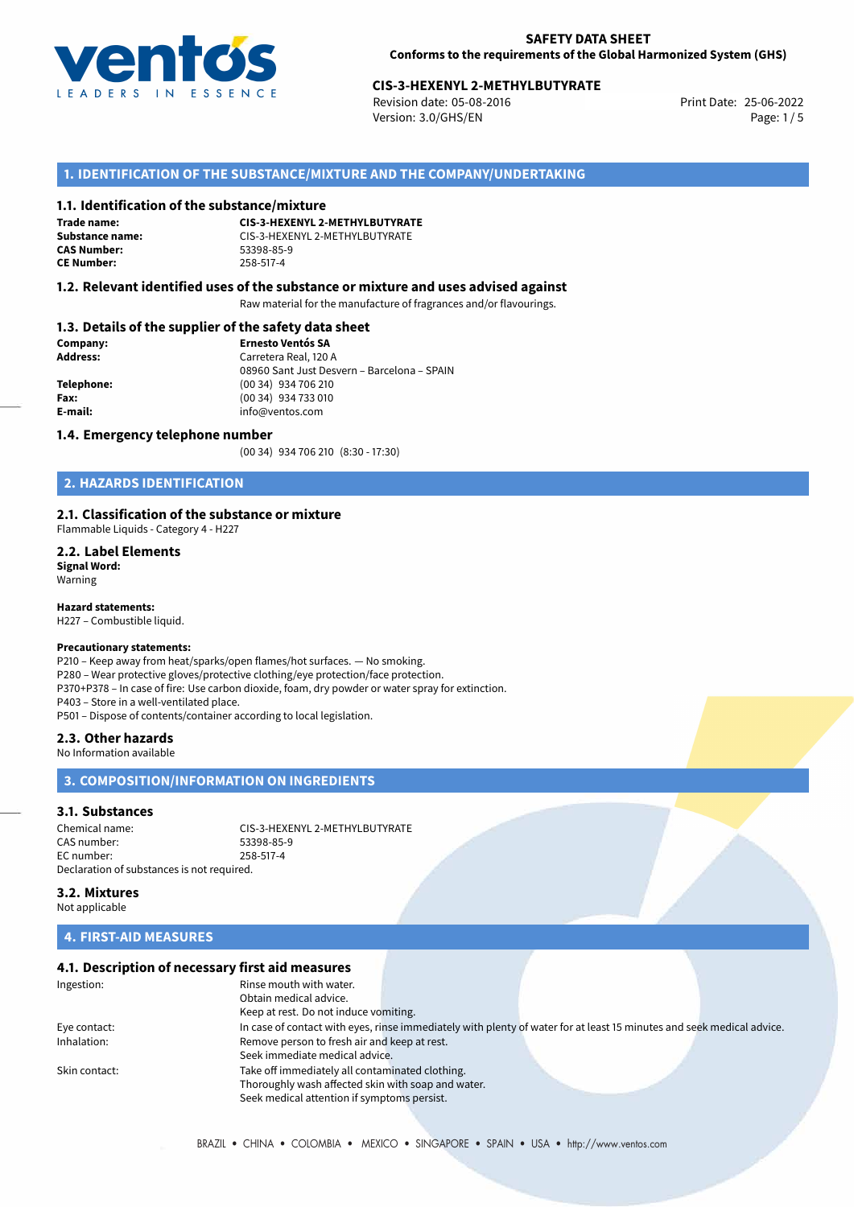**SAFETY DATA SHEET**
**Conforms to the requirements of the Global Harmonized System (GHS)**

**CIS-3-HEXENYL 2-METHYLBUTYRATE**
Revision date: 05-08-2016
Version: 3.0/GHS/EN
Print Date: 25-06-2022

## 1. IDENTIFICATION OF THE SUBSTANCE/MIXTURE AND THE COMPANY/UNDERTAKING

### 1.1. Identification of the substance/mixture

**Trade name:** **CIS-3-HEXENYL 2-METHYLBUTYRATE**
**Substance name:** CIS-3-HEXENYL 2-METHYLBUTYRATE
**CAS Number:** 53398-85-9
**CE Number:** 258-517-4

### 1.2. Relevant identified uses of the substance or mixture and uses advised against

Raw material for the manufacture of fragrances and/or flavourings.

### 1.3. Details of the supplier of the safety data sheet

**Company:** **Ernesto Ventós SA**
**Address:** Carretera Real, 120 A
08960 Sant Just Desvern – Barcelona – SPAIN
**Telephone:** (00 34) 934 706 210
**Fax:** (00 34) 934 733 010
**E-mail:** info@ventos.com

### 1.4. Emergency telephone number

(00 34) 934 706 210 (8:30 - 17:30)

## 2. HAZARDS IDENTIFICATION

### 2.1. Classification of the substance or mixture

Flammable Liquids - Category 4 - H227

### 2.2. Label Elements

**Signal Word:**
Warning

**Hazard statements:**
H227 – Combustible liquid.

**Precautionary statements:**
P210 – Keep away from heat/sparks/open flames/hot surfaces. — No smoking.
P280 – Wear protective gloves/protective clothing/eye protection/face protection.
P370+P378 – In case of fire: Use carbon dioxide, foam, dry powder or water spray for extinction.
P403 – Store in a well-ventilated place.
P501 – Dispose of contents/container according to local legislation.

### 2.3. Other hazards

No Information available

## 3. COMPOSITION/INFORMATION ON INGREDIENTS

### 3.1. Substances

Chemical name: CIS-3-HEXENYL 2-METHYLBUTYRATE
CAS number: 53398-85-9
EC number: 258-517-4
Declaration of substances is not required.

### 3.2. Mixtures

Not applicable

## 4. FIRST-AID MEASURES

### 4.1. Description of necessary first aid measures

Ingestion: Rinse mouth with water.
Obtain medical advice.
Keep at rest. Do not induce vomiting.

Eye contact: In case of contact with eyes, rinse immediately with plenty of water for at least 15 minutes and seek medical advice.

Inhalation: Remove person to fresh air and keep at rest.
Seek immediate medical advice.

Skin contact: Take off immediately all contaminated clothing.
Thoroughly wash affected skin with soap and water.
Seek medical attention if symptoms persist.

BRAZIL • CHINA • COLOMBIA • MEXICO • SINGAPORE • SPAIN • USA • http://www.ventos.com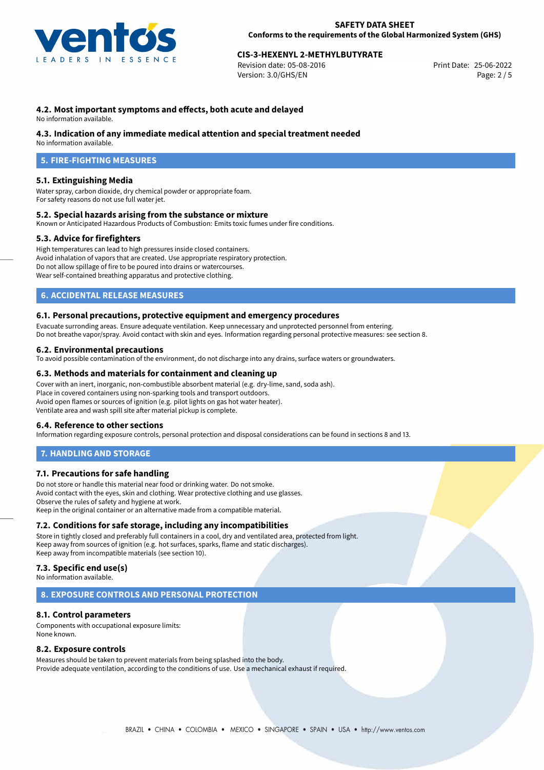### 4.2. Most important symptoms and effects, both acute and delayed

No information available.

### 4.3. Indication of any immediate medical attention and special treatment needed

No information available.

## 5. FIRE-FIGHTING MEASURES

### 5.1. Extinguishing Media

Water spray, carbon dioxide, dry chemical powder or appropriate foam.
For safety reasons do not use full water jet.

### 5.2. Special hazards arising from the substance or mixture

Known or Anticipated Hazardous Products of Combustion: Emits toxic fumes under fire conditions.

### 5.3. Advice for firefighters

High temperatures can lead to high pressures inside closed containers.
Avoid inhalation of vapors that are created. Use appropriate respiratory protection.
Do not allow spillage of fire to be poured into drains or watercourses.
Wear self-contained breathing apparatus and protective clothing.

## 6. ACCIDENTAL RELEASE MEASURES

### 6.1. Personal precautions, protective equipment and emergency procedures

Evacuate surronding areas. Ensure adequate ventilation. Keep unnecessary and unprotected personnel from entering.
Do not breathe vapor/spray. Avoid contact with skin and eyes. Information regarding personal protective measures: see section 8.

### 6.2. Environmental precautions

To avoid possible contamination of the environment, do not discharge into any drains, surface waters or groundwaters.

### 6.3. Methods and materials for containment and cleaning up

Cover with an inert, inorganic, non-combustible absorbent material (e.g. dry-lime, sand, soda ash).
Place in covered containers using non-sparking tools and transport outdoors.
Avoid open flames or sources of ignition (e.g. pilot lights on gas hot water heater).
Ventilate area and wash spill site after material pickup is complete.

### 6.4. Reference to other sections

Information regarding exposure controls, personal protection and disposal considerations can be found in sections 8 and 13.

## 7. HANDLING AND STORAGE

### 7.1. Precautions for safe handling

Do not store or handle this material near food or drinking water. Do not smoke.
Avoid contact with the eyes, skin and clothing. Wear protective clothing and use glasses.
Observe the rules of safety and hygiene at work.
Keep in the original container or an alternative made from a compatible material.

### 7.2. Conditions for safe storage, including any incompatibilities

Store in tightly closed and preferably full containers in a cool, dry and ventilated area, protected from light.
Keep away from sources of ignition (e.g. hot surfaces, sparks, flame and static discharges).
Keep away from incompatible materials (see section 10).

### 7.3. Specific end use(s)

No information available.

## 8. EXPOSURE CONTROLS AND PERSONAL PROTECTION

### 8.1. Control parameters

Components with occupational exposure limits:
None known.

### 8.2. Exposure controls

Measures should be taken to prevent materials from being splashed into the body.
Provide adequate ventilation, according to the conditions of use. Use a mechanical exhaust if required.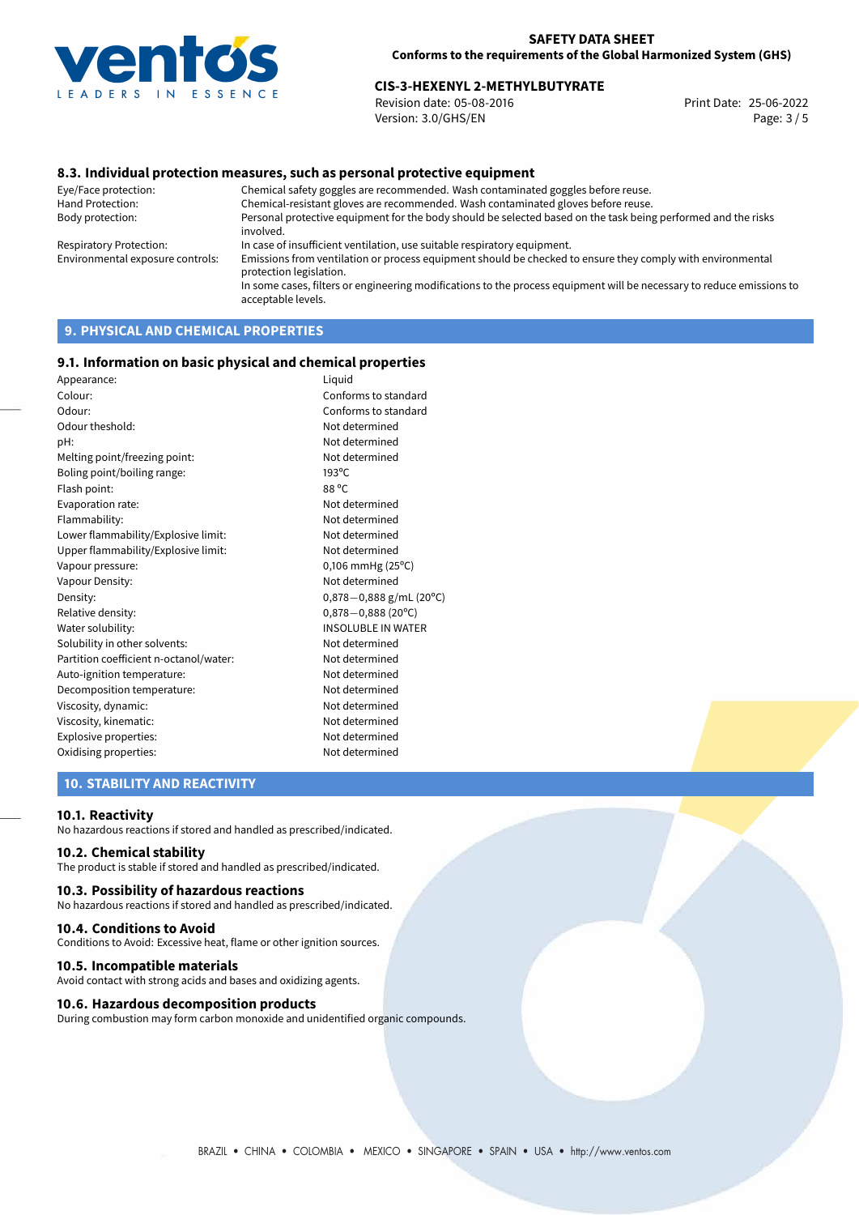### 8.3. Individual protection measures, such as personal protective equipment

| | |
|---|---|
| Eye/Face protection: | Chemical safety goggles are recommended. Wash contaminated goggles before reuse. |
| Hand Protection: | Chemical-resistant gloves are recommended. Wash contaminated gloves before reuse. |
| Body protection: | Personal protective equipment for the body should be selected based on the task being performed and the risks involved. |
| Respiratory Protection: | In case of insufficient ventilation, use suitable respiratory equipment. |
| Environmental exposure controls: | Emissions from ventilation or process equipment should be checked to ensure they comply with environmental protection legislation. In some cases, filters or engineering modifications to the process equipment will be necessary to reduce emissions to acceptable levels. |

## 9. PHYSICAL AND CHEMICAL PROPERTIES

### 9.1. Information on basic physical and chemical properties

| | |
|---|---|
| Appearance: | Liquid |
| Colour: | Conforms to standard |
| Odour: | Conforms to standard |
| Odour theshold: | Not determined |
| pH: | Not determined |
| Melting point/freezing point: | Not determined |
| Boling point/boiling range: | 193ºC |
| Flash point: | 88 ºC |
| Evaporation rate: | Not determined |
| Flammability: | Not determined |
| Lower flammability/Explosive limit: | Not determined |
| Upper flammability/Explosive limit: | Not determined |
| Vapour pressure: | 0,106 mmHg (25ºC) |
| Vapour Density: | Not determined |
| Density: | 0,878−0,888 g/mL (20ºC) |
| Relative density: | 0,878−0,888 (20ºC) |
| Water solubility: | INSOLUBLE IN WATER |
| Solubility in other solvents: | Not determined |
| Partition coefficient n-octanol/water: | Not determined |
| Auto-ignition temperature: | Not determined |
| Decomposition temperature: | Not determined |
| Viscosity, dynamic: | Not determined |
| Viscosity, kinematic: | Not determined |
| Explosive properties: | Not determined |
| Oxidising properties: | Not determined |

## 10. STABILITY AND REACTIVITY

### 10.1. Reactivity

No hazardous reactions if stored and handled as prescribed/indicated.

### 10.2. Chemical stability

The product is stable if stored and handled as prescribed/indicated.

### 10.3. Possibility of hazardous reactions

No hazardous reactions if stored and handled as prescribed/indicated.

### 10.4. Conditions to Avoid

Conditions to Avoid: Excessive heat, flame or other ignition sources.

### 10.5. Incompatible materials

Avoid contact with strong acids and bases and oxidizing agents.

### 10.6. Hazardous decomposition products

During combustion may form carbon monoxide and unidentified organic compounds.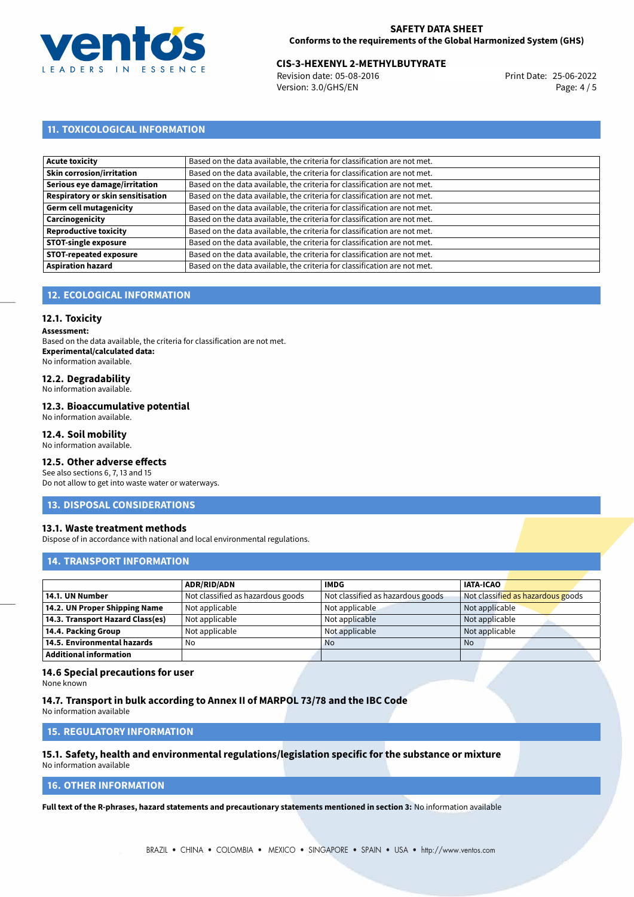## 11. TOXICOLOGICAL INFORMATION

| | |
|---|---|
| **Acute toxicity** | Based on the data available, the criteria for classification are not met. |
| **Skin corrosion/irritation** | Based on the data available, the criteria for classification are not met. |
| **Serious eye damage/irritation** | Based on the data available, the criteria for classification are not met. |
| **Respiratory or skin sensitisation** | Based on the data available, the criteria for classification are not met. |
| **Germ cell mutagenicity** | Based on the data available, the criteria for classification are not met. |
| **Carcinogenicity** | Based on the data available, the criteria for classification are not met. |
| **Reproductive toxicity** | Based on the data available, the criteria for classification are not met. |
| **STOT-single exposure** | Based on the data available, the criteria for classification are not met. |
| **STOT-repeated exposure** | Based on the data available, the criteria for classification are not met. |
| **Aspiration hazard** | Based on the data available, the criteria for classification are not met. |

## 12. ECOLOGICAL INFORMATION

### 12.1. Toxicity

**Assessment:**
Based on the data available, the criteria for classification are not met.
**Experimental/calculated data:**
No information available.

### 12.2. Degradability

No information available.

### 12.3. Bioaccumulative potential

No information available.

### 12.4. Soil mobility

No information available.

### 12.5. Other adverse effects

See also sections 6, 7, 13 and 15
Do not allow to get into waste water or waterways.

## 13. DISPOSAL CONSIDERATIONS

### 13.1. Waste treatment methods

Dispose of in accordance with national and local environmental regulations.

## 14. TRANSPORT INFORMATION

| | ADR/RID/ADN | IMDG | IATA-ICAO |
|---|---|---|---|
| **14.1. UN Number** | Not classified as hazardous goods | Not classified as hazardous goods | Not classified as hazardous goods |
| **14.2. UN Proper Shipping Name** | Not applicable | Not applicable | Not applicable |
| **14.3. Transport Hazard Class(es)** | Not applicable | Not applicable | Not applicable |
| **14.4. Packing Group** | Not applicable | Not applicable | Not applicable |
| **14.5. Environmental hazards** | No | No | No |
| **Additional information** | | | |

### 14.6 Special precautions for user

None known

### 14.7. Transport in bulk according to Annex II of MARPOL 73/78 and the IBC Code

No information available

## 15. REGULATORY INFORMATION

### 15.1. Safety, health and environmental regulations/legislation specific for the substance or mixture

No information available

## 16. OTHER INFORMATION

**Full text of the R-phrases, hazard statements and precautionary statements mentioned in section 3:** No information available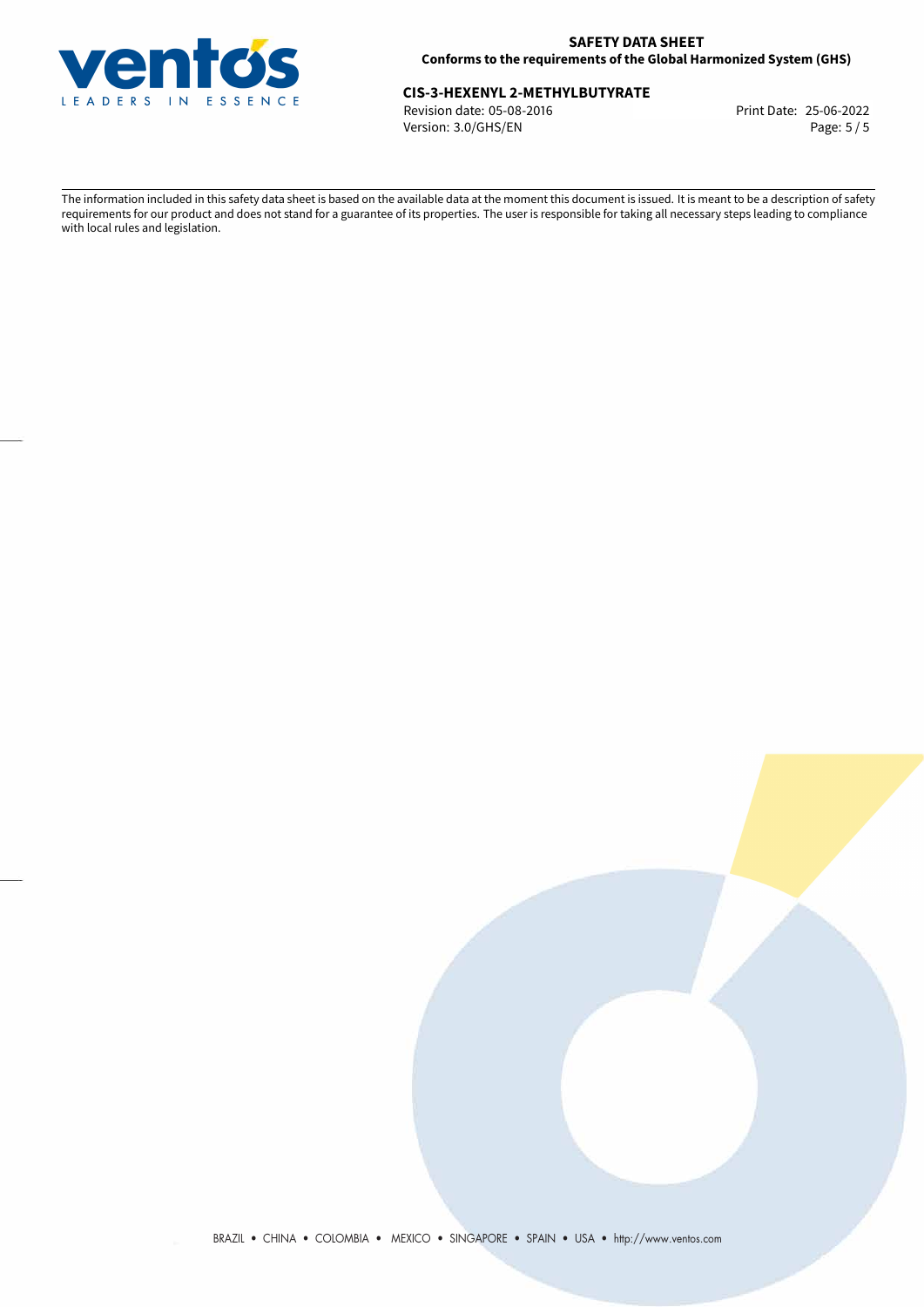The information included in this safety data sheet is based on the available data at the moment this document is issued. It is meant to be a description of safety requirements for our product and does not stand for a guarantee of its properties. The user is responsible for taking all necessary steps leading to compliance with local rules and legislation.